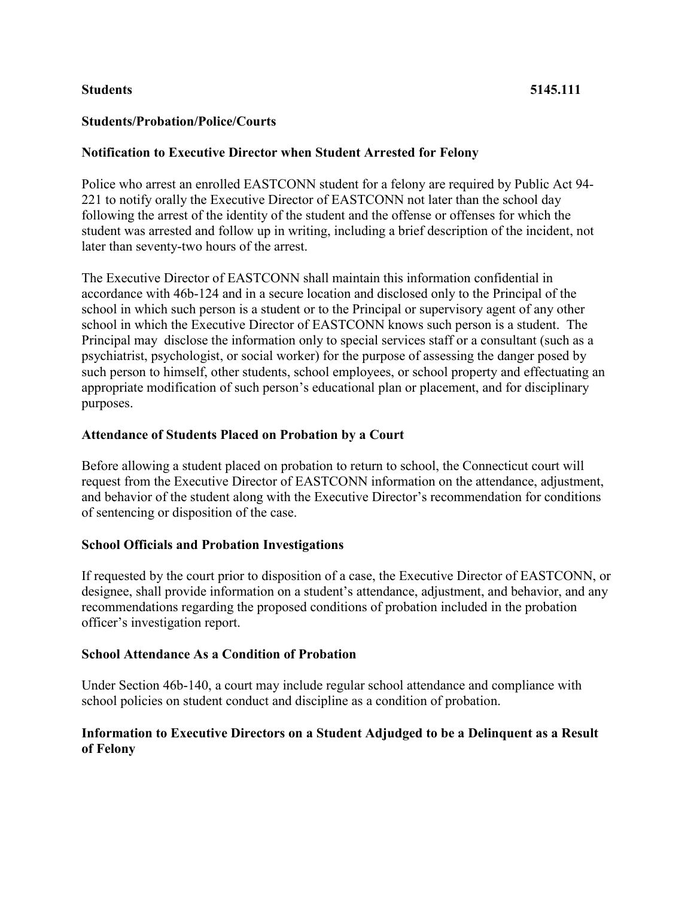**Students 5145.111**

## Students/Probation/Police/Courts

### Notification to Executive Director when Student Arrested for Felony

Police who arrest an enrolled EASTCONN student for a felony are required by Public Act 94-221 to notify orally the Executive Director of EASTCONN not later than the school day following the arrest of the identity of the student and the offense or offenses for which the student was arrested and follow up in writing, including a brief description of the incident, not later than seventy-two hours of the arrest.

The Executive Director of EASTCONN shall maintain this information confidential in accordance with 46b-124 and in a secure location and disclosed only to the Principal of the school in which such person is a student or to the Principal or supervisory agent of any other school in which the Executive Director of EASTCONN knows such person is a student. The Principal may disclose the information only to special services staff or a consultant (such as a psychiatrist, psychologist, or social worker) for the purpose of assessing the danger posed by such person to himself, other students, school employees, or school property and effectuating an appropriate modification of such person's educational plan or placement, and for disciplinary purposes.

### Attendance of Students Placed on Probation by a Court

Before allowing a student placed on probation to return to school, the Connecticut court will request from the Executive Director of EASTCONN information on the attendance, adjustment, and behavior of the student along with the Executive Director's recommendation for conditions of sentencing or disposition of the case.

### School Officials and Probation Investigations

If requested by the court prior to disposition of a case, the Executive Director of EASTCONN, or designee, shall provide information on a student's attendance, adjustment, and behavior, and any recommendations regarding the proposed conditions of probation included in the probation officer's investigation report.

### School Attendance As a Condition of Probation

Under Section 46b-140, a court may include regular school attendance and compliance with school policies on student conduct and discipline as a condition of probation.

### Information to Executive Directors on a Student Adjudged to be a Delinquent as a Result of Felony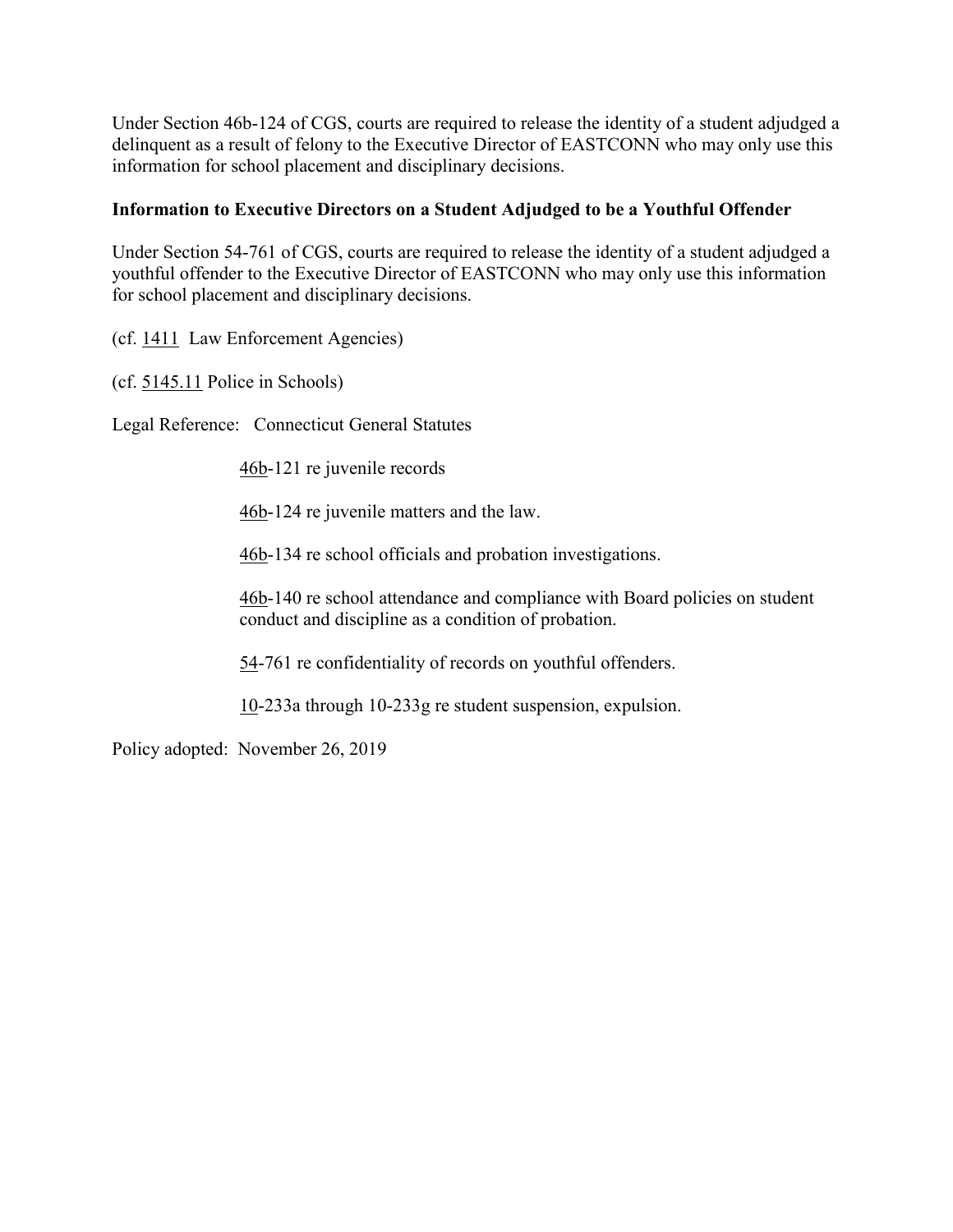Under Section 46b-124 of CGS, courts are required to release the identity of a student adjudged a delinquent as a result of felony to the Executive Director of EASTCONN who may only use this information for school placement and disciplinary decisions.

**Information to Executive Directors on a Student Adjudged to be a Youthful Offender**

Under Section 54-761 of CGS, courts are required to release the identity of a student adjudged a youthful offender to the Executive Director of EASTCONN who may only use this information for school placement and disciplinary decisions.

(cf. 1411 Law Enforcement Agencies)

(cf. 5145.11 Police in Schools)

Legal Reference: Connecticut General Statutes

46b-121 re juvenile records

46b-124 re juvenile matters and the law.

46b-134 re school officials and probation investigations.

46b-140 re school attendance and compliance with Board policies on student conduct and discipline as a condition of probation.

54-761 re confidentiality of records on youthful offenders.

10-233a through 10-233g re student suspension, expulsion.

Policy adopted: November 26, 2019